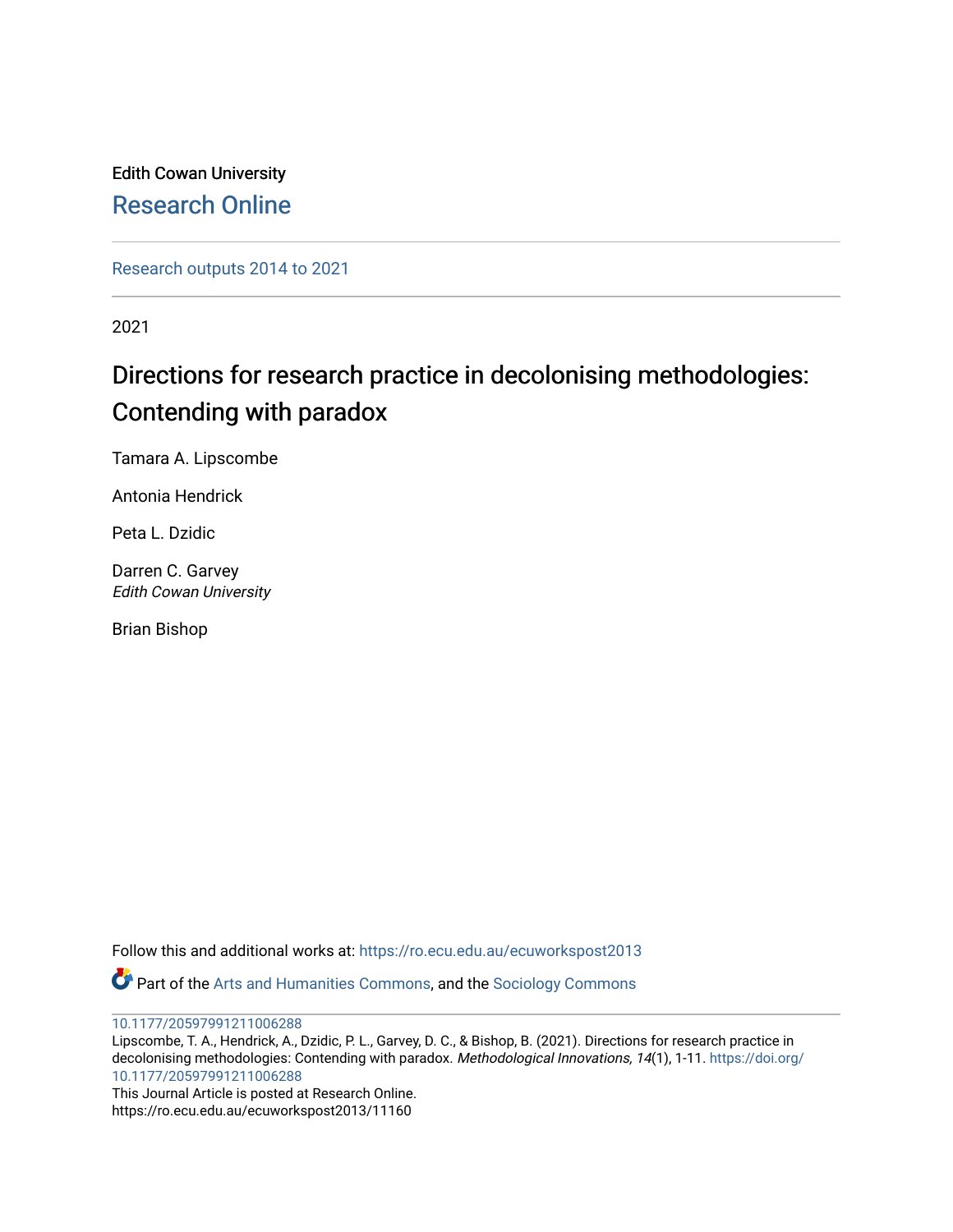Edith Cowan University

Research Online

Research outputs 2014 to 2021

2021

# Directions for research practice in decolonising methodologies: Contending with paradox

Tamara A. Lipscombe

Antonia Hendrick

Peta L. Dzidic

Darren C. Garvey
*Edith Cowan University*

Brian Bishop

Follow this and additional works at: https://ro.ecu.edu.au/ecuworkspost2013

Part of the Arts and Humanities Commons, and the Sociology Commons

10.1177/20597991211006288

Lipscombe, T. A., Hendrick, A., Dzidic, P. L., Garvey, D. C., & Bishop, B. (2021). Directions for research practice in decolonising methodologies: Contending with paradox. *Methodological Innovations, 14*(1), 1-11. https://doi.org/10.1177/20597991211006288

This Journal Article is posted at Research Online.
https://ro.ecu.edu.au/ecuworkspost2013/11160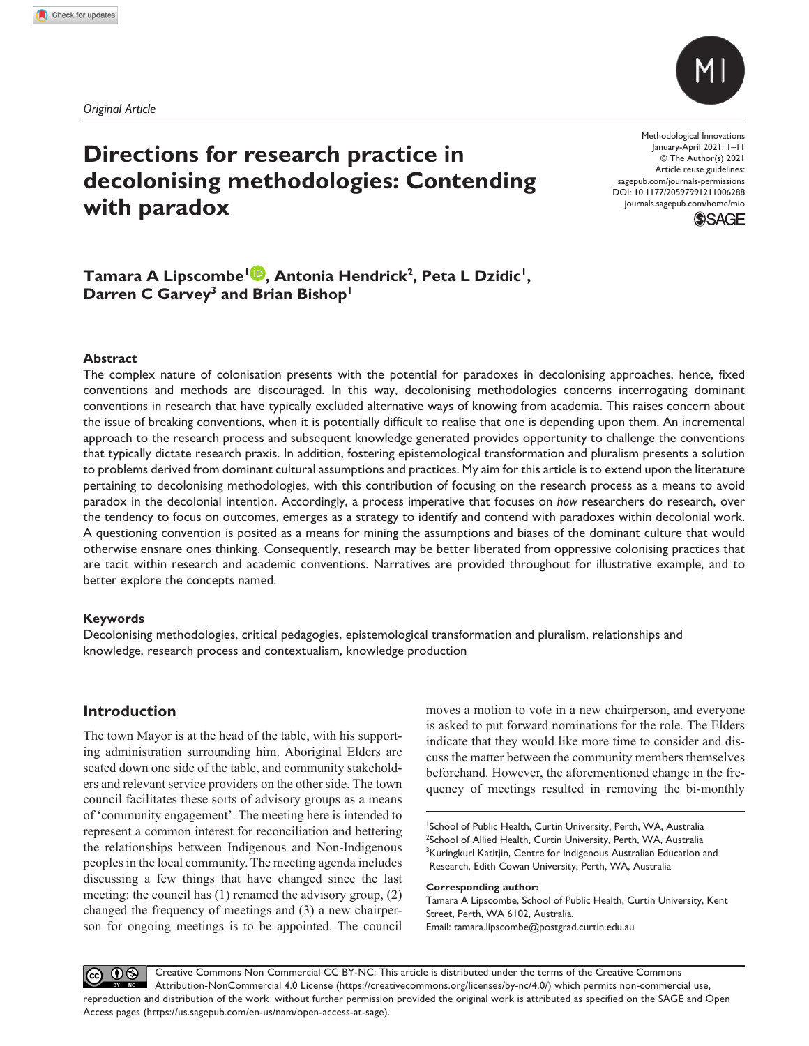# Directions for research practice in decolonising methodologies: Contending with paradox

**Tamara A Lipscombe[1], Antonia Hendrick[2], Peta L Dzidic[1], Darren C Garvey[3] and Brian Bishop[1]**

## Abstract

The complex nature of colonisation presents with the potential for paradoxes in decolonising approaches, hence, fixed conventions and methods are discouraged. In this way, decolonising methodologies concerns interrogating dominant conventions in research that have typically excluded alternative ways of knowing from academia. This raises concern about the issue of breaking conventions, when it is potentially difficult to realise that one is depending upon them. An incremental approach to the research process and subsequent knowledge generated provides opportunity to challenge the conventions that typically dictate research praxis. In addition, fostering epistemological transformation and pluralism presents a solution to problems derived from dominant cultural assumptions and practices. My aim for this article is to extend upon the literature pertaining to decolonising methodologies, with this contribution of focusing on the research process as a means to avoid paradox in the decolonial intention. Accordingly, a process imperative that focuses on *how* researchers do research, over the tendency to focus on outcomes, emerges as a strategy to identify and contend with paradoxes within decolonial work. A questioning convention is posited as a means for mining the assumptions and biases of the dominant culture that would otherwise ensnare ones thinking. Consequently, research may be better liberated from oppressive colonising practices that are tacit within research and academic conventions. Narratives are provided throughout for illustrative example, and to better explore the concepts named.

### Keywords

Decolonising methodologies, critical pedagogies, epistemological transformation and pluralism, relationships and knowledge, research process and contextualism, knowledge production

## Introduction

The town Mayor is at the head of the table, with his supporting administration surrounding him. Aboriginal Elders are seated down one side of the table, and community stakeholders and relevant service providers on the other side. The town council facilitates these sorts of advisory groups as a means of 'community engagement'. The meeting here is intended to represent a common interest for reconciliation and bettering the relationships between Indigenous and Non-Indigenous peoples in the local community. The meeting agenda includes discussing a few things that have changed since the last meeting: the council has (1) renamed the advisory group, (2) changed the frequency of meetings and (3) a new chairperson for ongoing meetings is to be appointed. The council moves a motion to vote in a new chairperson, and everyone is asked to put forward nominations for the role. The Elders indicate that they would like more time to consider and discuss the matter between the community members themselves beforehand. However, the aforementioned change in the frequency of meetings resulted in removing the bi-monthly

[1]School of Public Health, Curtin University, Perth, WA, Australia
[2]School of Allied Health, Curtin University, Perth, WA, Australia
[3]Kuringkurl Katitjin, Centre for Indigenous Australian Education and Research, Edith Cowan University, Perth, WA, Australia

**Corresponding author:**
Tamara A Lipscombe, School of Public Health, Curtin University, Kent Street, Perth, WA 6102, Australia.
Email: tamara.lipscombe@postgrad.curtin.edu.au

Creative Commons Non Commercial CC BY-NC: This article is distributed under the terms of the Creative Commons Attribution-NonCommercial 4.0 License (https://creativecommons.org/licenses/by-nc/4.0/) which permits non-commercial use, reproduction and distribution of the work without further permission provided the original work is attributed as specified on the SAGE and Open Access pages (https://us.sagepub.com/en-us/nam/open-access-at-sage).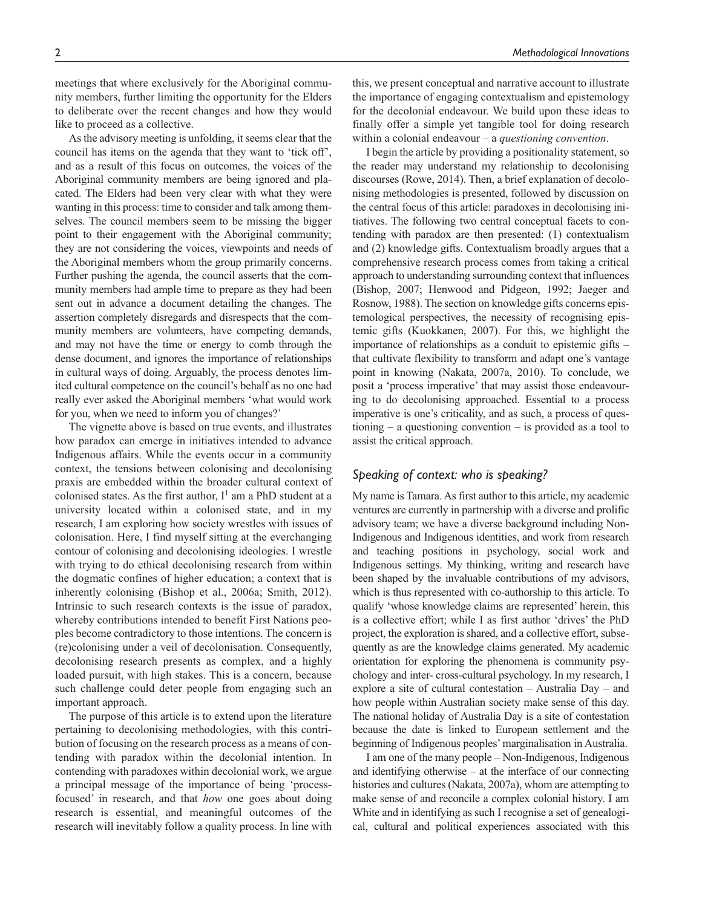meetings that where exclusively for the Aboriginal community members, further limiting the opportunity for the Elders to deliberate over the recent changes and how they would like to proceed as a collective.

As the advisory meeting is unfolding, it seems clear that the council has items on the agenda that they want to 'tick off', and as a result of this focus on outcomes, the voices of the Aboriginal community members are being ignored and placated. The Elders had been very clear with what they were wanting in this process: time to consider and talk among themselves. The council members seem to be missing the bigger point to their engagement with the Aboriginal community; they are not considering the voices, viewpoints and needs of the Aboriginal members whom the group primarily concerns. Further pushing the agenda, the council asserts that the community members had ample time to prepare as they had been sent out in advance a document detailing the changes. The assertion completely disregards and disrespects that the community members are volunteers, have competing demands, and may not have the time or energy to comb through the dense document, and ignores the importance of relationships in cultural ways of doing. Arguably, the process denotes limited cultural competence on the council's behalf as no one had really ever asked the Aboriginal members 'what would work for you, when we need to inform you of changes?'

The vignette above is based on true events, and illustrates how paradox can emerge in initiatives intended to advance Indigenous affairs. While the events occur in a community context, the tensions between colonising and decolonising praxis are embedded within the broader cultural context of colonised states. As the first author, I[1] am a PhD student at a university located within a colonised state, and in my research, I am exploring how society wrestles with issues of colonisation. Here, I find myself sitting at the everchanging contour of colonising and decolonising ideologies. I wrestle with trying to do ethical decolonising research from within the dogmatic confines of higher education; a context that is inherently colonising (Bishop et al., 2006a; Smith, 2012). Intrinsic to such research contexts is the issue of paradox, whereby contributions intended to benefit First Nations peoples become contradictory to those intentions. The concern is (re)colonising under a veil of decolonisation. Consequently, decolonising research presents as complex, and a highly loaded pursuit, with high stakes. This is a concern, because such challenge could deter people from engaging such an important approach.

The purpose of this article is to extend upon the literature pertaining to decolonising methodologies, with this contribution of focusing on the research process as a means of contending with paradox within the decolonial intention. In contending with paradoxes within decolonial work, we argue a principal message of the importance of being 'process-focused' in research, and that *how* one goes about doing research is essential, and meaningful outcomes of the research will inevitably follow a quality process. In line with this, we present conceptual and narrative account to illustrate the importance of engaging contextualism and epistemology for the decolonial endeavour. We build upon these ideas to finally offer a simple yet tangible tool for doing research within a colonial endeavour – a *questioning convention*.

I begin the article by providing a positionality statement, so the reader may understand my relationship to decolonising discourses (Rowe, 2014). Then, a brief explanation of decolonising methodologies is presented, followed by discussion on the central focus of this article: paradoxes in decolonising initiatives. The following two central conceptual facets to contending with paradox are then presented: (1) contextualism and (2) knowledge gifts. Contextualism broadly argues that a comprehensive research process comes from taking a critical approach to understanding surrounding context that influences (Bishop, 2007; Henwood and Pidgeon, 1992; Jaeger and Rosnow, 1988). The section on knowledge gifts concerns epistemological perspectives, the necessity of recognising epistemic gifts (Kuokkanen, 2007). For this, we highlight the importance of relationships as a conduit to epistemic gifts – that cultivate flexibility to transform and adapt one's vantage point in knowing (Nakata, 2007a, 2010). To conclude, we posit a 'process imperative' that may assist those endeavouring to do decolonising approached. Essential to a process imperative is one's criticality, and as such, a process of questioning – a questioning convention – is provided as a tool to assist the critical approach.

## *Speaking of context: who is speaking?*

My name is Tamara. As first author to this article, my academic ventures are currently in partnership with a diverse and prolific advisory team; we have a diverse background including Non-Indigenous and Indigenous identities, and work from research and teaching positions in psychology, social work and Indigenous settings. My thinking, writing and research have been shaped by the invaluable contributions of my advisors, which is thus represented with co-authorship to this article. To qualify 'whose knowledge claims are represented' herein, this is a collective effort; while I as first author 'drives' the PhD project, the exploration is shared, and a collective effort, subsequently as are the knowledge claims generated. My academic orientation for exploring the phenomena is community psychology and inter- cross-cultural psychology. In my research, I explore a site of cultural contestation – Australia Day – and how people within Australian society make sense of this day. The national holiday of Australia Day is a site of contestation because the date is linked to European settlement and the beginning of Indigenous peoples' marginalisation in Australia.

I am one of the many people – Non-Indigenous, Indigenous and identifying otherwise – at the interface of our connecting histories and cultures (Nakata, 2007a), whom are attempting to make sense of and reconcile a complex colonial history. I am White and in identifying as such I recognise a set of genealogical, cultural and political experiences associated with this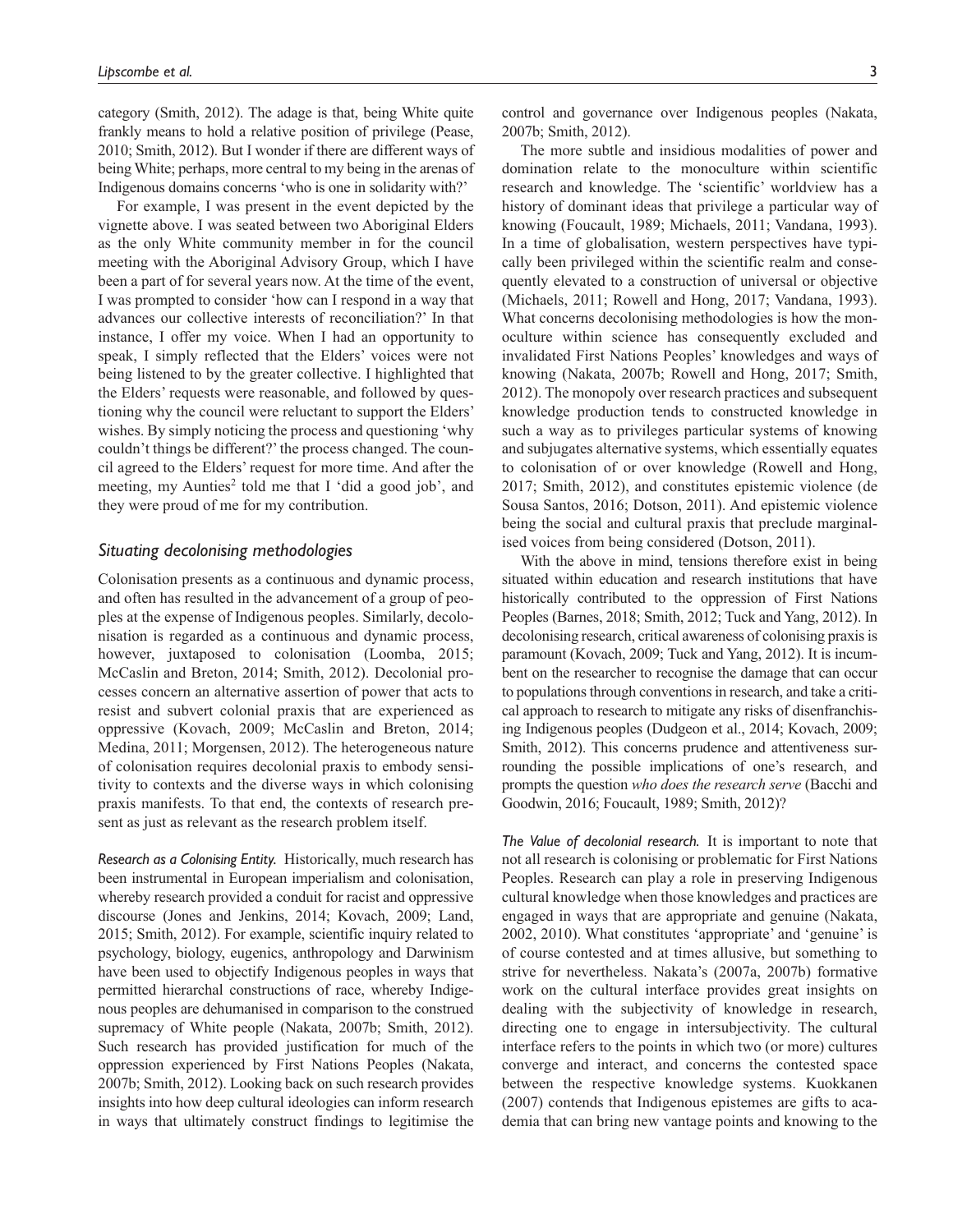category (Smith, 2012). The adage is that, being White quite frankly means to hold a relative position of privilege (Pease, 2010; Smith, 2012). But I wonder if there are different ways of being White; perhaps, more central to my being in the arenas of Indigenous domains concerns 'who is one in solidarity with?'

For example, I was present in the event depicted by the vignette above. I was seated between two Aboriginal Elders as the only White community member in for the council meeting with the Aboriginal Advisory Group, which I have been a part of for several years now. At the time of the event, I was prompted to consider 'how can I respond in a way that advances our collective interests of reconciliation?' In that instance, I offer my voice. When I had an opportunity to speak, I simply reflected that the Elders' voices were not being listened to by the greater collective. I highlighted that the Elders' requests were reasonable, and followed by questioning why the council were reluctant to support the Elders' wishes. By simply noticing the process and questioning 'why couldn't things be different?' the process changed. The council agreed to the Elders' request for more time. And after the meeting, my Aunties[2] told me that I 'did a good job', and they were proud of me for my contribution.

## Situating decolonising methodologies

Colonisation presents as a continuous and dynamic process, and often has resulted in the advancement of a group of peoples at the expense of Indigenous peoples. Similarly, decolonisation is regarded as a continuous and dynamic process, however, juxtaposed to colonisation (Loomba, 2015; McCaslin and Breton, 2014; Smith, 2012). Decolonial processes concern an alternative assertion of power that acts to resist and subvert colonial praxis that are experienced as oppressive (Kovach, 2009; McCaslin and Breton, 2014; Medina, 2011; Morgensen, 2012). The heterogeneous nature of colonisation requires decolonial praxis to embody sensitivity to contexts and the diverse ways in which colonising praxis manifests. To that end, the contexts of research present as just as relevant as the research problem itself.

*Research as a Colonising Entity.* Historically, much research has been instrumental in European imperialism and colonisation, whereby research provided a conduit for racist and oppressive discourse (Jones and Jenkins, 2014; Kovach, 2009; Land, 2015; Smith, 2012). For example, scientific inquiry related to psychology, biology, eugenics, anthropology and Darwinism have been used to objectify Indigenous peoples in ways that permitted hierarchal constructions of race, whereby Indigenous peoples are dehumanised in comparison to the construed supremacy of White people (Nakata, 2007b; Smith, 2012). Such research has provided justification for much of the oppression experienced by First Nations Peoples (Nakata, 2007b; Smith, 2012). Looking back on such research provides insights into how deep cultural ideologies can inform research in ways that ultimately construct findings to legitimise the control and governance over Indigenous peoples (Nakata, 2007b; Smith, 2012).

The more subtle and insidious modalities of power and domination relate to the monoculture within scientific research and knowledge. The 'scientific' worldview has a history of dominant ideas that privilege a particular way of knowing (Foucault, 1989; Michaels, 2011; Vandana, 1993). In a time of globalisation, western perspectives have typically been privileged within the scientific realm and consequently elevated to a construction of universal or objective (Michaels, 2011; Rowell and Hong, 2017; Vandana, 1993). What concerns decolonising methodologies is how the monoculture within science has consequently excluded and invalidated First Nations Peoples' knowledges and ways of knowing (Nakata, 2007b; Rowell and Hong, 2017; Smith, 2012). The monopoly over research practices and subsequent knowledge production tends to constructed knowledge in such a way as to privileges particular systems of knowing and subjugates alternative systems, which essentially equates to colonisation of or over knowledge (Rowell and Hong, 2017; Smith, 2012), and constitutes epistemic violence (de Sousa Santos, 2016; Dotson, 2011). And epistemic violence being the social and cultural praxis that preclude marginalised voices from being considered (Dotson, 2011).

With the above in mind, tensions therefore exist in being situated within education and research institutions that have historically contributed to the oppression of First Nations Peoples (Barnes, 2018; Smith, 2012; Tuck and Yang, 2012). In decolonising research, critical awareness of colonising praxis is paramount (Kovach, 2009; Tuck and Yang, 2012). It is incumbent on the researcher to recognise the damage that can occur to populations through conventions in research, and take a critical approach to research to mitigate any risks of disenfranchising Indigenous peoples (Dudgeon et al., 2014; Kovach, 2009; Smith, 2012). This concerns prudence and attentiveness surrounding the possible implications of one's research, and prompts the question *who does the research serve* (Bacchi and Goodwin, 2016; Foucault, 1989; Smith, 2012)?

*The Value of decolonial research.* It is important to note that not all research is colonising or problematic for First Nations Peoples. Research can play a role in preserving Indigenous cultural knowledge when those knowledges and practices are engaged in ways that are appropriate and genuine (Nakata, 2002, 2010). What constitutes 'appropriate' and 'genuine' is of course contested and at times allusive, but something to strive for nevertheless. Nakata's (2007a, 2007b) formative work on the cultural interface provides great insights on dealing with the subjectivity of knowledge in research, directing one to engage in intersubjectivity. The cultural interface refers to the points in which two (or more) cultures converge and interact, and concerns the contested space between the respective knowledge systems. Kuokkanen (2007) contends that Indigenous epistemes are gifts to academia that can bring new vantage points and knowing to the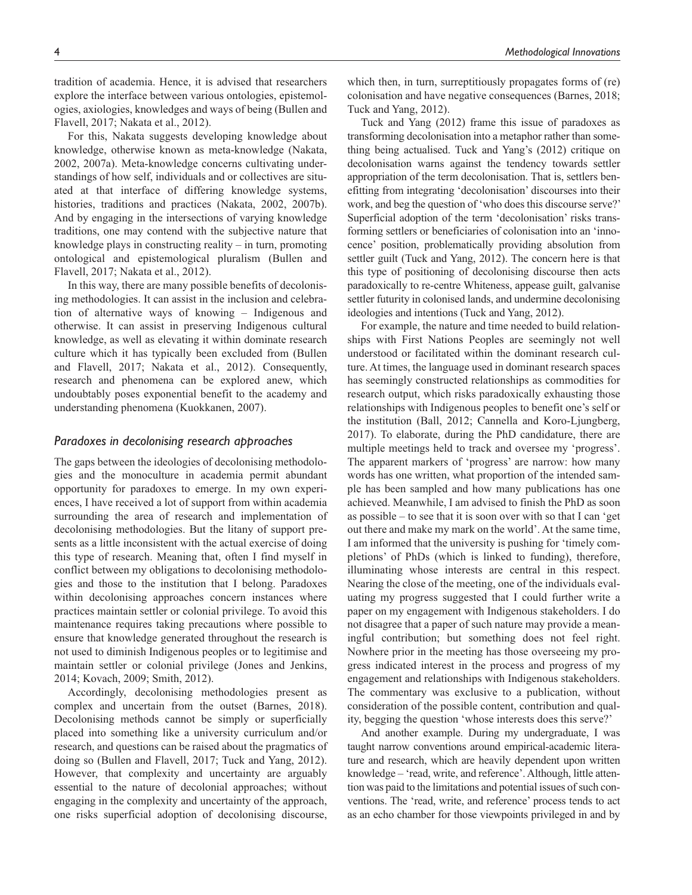tradition of academia. Hence, it is advised that researchers explore the interface between various ontologies, epistemologies, axiologies, knowledges and ways of being (Bullen and Flavell, 2017; Nakata et al., 2012).

For this, Nakata suggests developing knowledge about knowledge, otherwise known as meta-knowledge (Nakata, 2002, 2007a). Meta-knowledge concerns cultivating understandings of how self, individuals and or collectives are situated at that interface of differing knowledge systems, histories, traditions and practices (Nakata, 2002, 2007b). And by engaging in the intersections of varying knowledge traditions, one may contend with the subjective nature that knowledge plays in constructing reality – in turn, promoting ontological and epistemological pluralism (Bullen and Flavell, 2017; Nakata et al., 2012).

In this way, there are many possible benefits of decolonising methodologies. It can assist in the inclusion and celebration of alternative ways of knowing – Indigenous and otherwise. It can assist in preserving Indigenous cultural knowledge, as well as elevating it within dominate research culture which it has typically been excluded from (Bullen and Flavell, 2017; Nakata et al., 2012). Consequently, research and phenomena can be explored anew, which undoubtably poses exponential benefit to the academy and understanding phenomena (Kuokkanen, 2007).

### *Paradoxes in decolonising research approaches*

The gaps between the ideologies of decolonising methodologies and the monoculture in academia permit abundant opportunity for paradoxes to emerge. In my own experiences, I have received a lot of support from within academia surrounding the area of research and implementation of decolonising methodologies. But the litany of support presents as a little inconsistent with the actual exercise of doing this type of research. Meaning that, often I find myself in conflict between my obligations to decolonising methodologies and those to the institution that I belong. Paradoxes within decolonising approaches concern instances where practices maintain settler or colonial privilege. To avoid this maintenance requires taking precautions where possible to ensure that knowledge generated throughout the research is not used to diminish Indigenous peoples or to legitimise and maintain settler or colonial privilege (Jones and Jenkins, 2014; Kovach, 2009; Smith, 2012).

Accordingly, decolonising methodologies present as complex and uncertain from the outset (Barnes, 2018). Decolonising methods cannot be simply or superficially placed into something like a university curriculum and/or research, and questions can be raised about the pragmatics of doing so (Bullen and Flavell, 2017; Tuck and Yang, 2012). However, that complexity and uncertainty are arguably essential to the nature of decolonial approaches; without engaging in the complexity and uncertainty of the approach, one risks superficial adoption of decolonising discourse, which then, in turn, surreptitiously propagates forms of (re) colonisation and have negative consequences (Barnes, 2018; Tuck and Yang, 2012).

Tuck and Yang (2012) frame this issue of paradoxes as transforming decolonisation into a metaphor rather than something being actualised. Tuck and Yang's (2012) critique on decolonisation warns against the tendency towards settler appropriation of the term decolonisation. That is, settlers benefitting from integrating 'decolonisation' discourses into their work, and beg the question of 'who does this discourse serve?' Superficial adoption of the term 'decolonisation' risks transforming settlers or beneficiaries of colonisation into an 'innocence' position, problematically providing absolution from settler guilt (Tuck and Yang, 2012). The concern here is that this type of positioning of decolonising discourse then acts paradoxically to re-centre Whiteness, appease guilt, galvanise settler futurity in colonised lands, and undermine decolonising ideologies and intentions (Tuck and Yang, 2012).

For example, the nature and time needed to build relationships with First Nations Peoples are seemingly not well understood or facilitated within the dominant research culture. At times, the language used in dominant research spaces has seemingly constructed relationships as commodities for research output, which risks paradoxically exhausting those relationships with Indigenous peoples to benefit one's self or the institution (Ball, 2012; Cannella and Koro-Ljungberg, 2017). To elaborate, during the PhD candidature, there are multiple meetings held to track and oversee my 'progress'. The apparent markers of 'progress' are narrow: how many words has one written, what proportion of the intended sample has been sampled and how many publications has one achieved. Meanwhile, I am advised to finish the PhD as soon as possible – to see that it is soon over with so that I can 'get out there and make my mark on the world'. At the same time, I am informed that the university is pushing for 'timely completions' of PhDs (which is linked to funding), therefore, illuminating whose interests are central in this respect. Nearing the close of the meeting, one of the individuals evaluating my progress suggested that I could further write a paper on my engagement with Indigenous stakeholders. I do not disagree that a paper of such nature may provide a meaningful contribution; but something does not feel right. Nowhere prior in the meeting has those overseeing my progress indicated interest in the process and progress of my engagement and relationships with Indigenous stakeholders. The commentary was exclusive to a publication, without consideration of the possible content, contribution and quality, begging the question 'whose interests does this serve?'

And another example. During my undergraduate, I was taught narrow conventions around empirical-academic literature and research, which are heavily dependent upon written knowledge – 'read, write, and reference'. Although, little attention was paid to the limitations and potential issues of such conventions. The 'read, write, and reference' process tends to act as an echo chamber for those viewpoints privileged in and by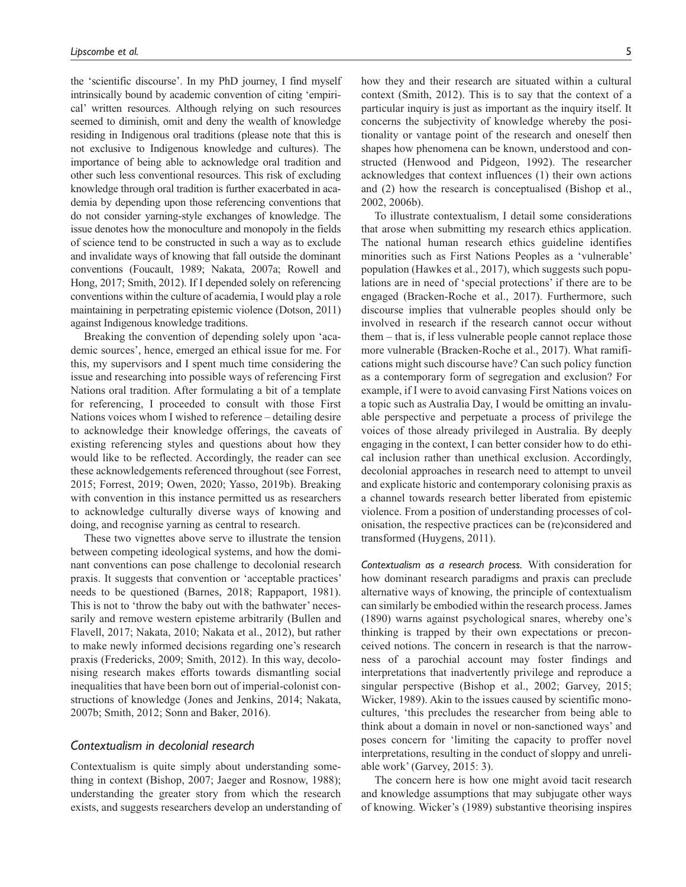the 'scientific discourse'. In my PhD journey, I find myself intrinsically bound by academic convention of citing 'empirical' written resources. Although relying on such resources seemed to diminish, omit and deny the wealth of knowledge residing in Indigenous oral traditions (please note that this is not exclusive to Indigenous knowledge and cultures). The importance of being able to acknowledge oral tradition and other such less conventional resources. This risk of excluding knowledge through oral tradition is further exacerbated in academia by depending upon those referencing conventions that do not consider yarning-style exchanges of knowledge. The issue denotes how the monoculture and monopoly in the fields of science tend to be constructed in such a way as to exclude and invalidate ways of knowing that fall outside the dominant conventions (Foucault, 1989; Nakata, 2007a; Rowell and Hong, 2017; Smith, 2012). If I depended solely on referencing conventions within the culture of academia, I would play a role maintaining in perpetrating epistemic violence (Dotson, 2011) against Indigenous knowledge traditions.

Breaking the convention of depending solely upon 'academic sources', hence, emerged an ethical issue for me. For this, my supervisors and I spent much time considering the issue and researching into possible ways of referencing First Nations oral tradition. After formulating a bit of a template for referencing, I proceeded to consult with those First Nations voices whom I wished to reference – detailing desire to acknowledge their knowledge offerings, the caveats of existing referencing styles and questions about how they would like to be reflected. Accordingly, the reader can see these acknowledgements referenced throughout (see Forrest, 2015; Forrest, 2019; Owen, 2020; Yasso, 2019b). Breaking with convention in this instance permitted us as researchers to acknowledge culturally diverse ways of knowing and doing, and recognise yarning as central to research.

These two vignettes above serve to illustrate the tension between competing ideological systems, and how the dominant conventions can pose challenge to decolonial research praxis. It suggests that convention or 'acceptable practices' needs to be questioned (Barnes, 2018; Rappaport, 1981). This is not to 'throw the baby out with the bathwater' necessarily and remove western episteme arbitrarily (Bullen and Flavell, 2017; Nakata, 2010; Nakata et al., 2012), but rather to make newly informed decisions regarding one's research praxis (Fredericks, 2009; Smith, 2012). In this way, decolonising research makes efforts towards dismantling social inequalities that have been born out of imperial-colonist constructions of knowledge (Jones and Jenkins, 2014; Nakata, 2007b; Smith, 2012; Sonn and Baker, 2016).

### Contextualism in decolonial research

Contextualism is quite simply about understanding something in context (Bishop, 2007; Jaeger and Rosnow, 1988); understanding the greater story from which the research exists, and suggests researchers develop an understanding of how they and their research are situated within a cultural context (Smith, 2012). This is to say that the context of a particular inquiry is just as important as the inquiry itself. It concerns the subjectivity of knowledge whereby the positionality or vantage point of the research and oneself then shapes how phenomena can be known, understood and constructed (Henwood and Pidgeon, 1992). The researcher acknowledges that context influences (1) their own actions and (2) how the research is conceptualised (Bishop et al., 2002, 2006b).

To illustrate contextualism, I detail some considerations that arose when submitting my research ethics application. The national human research ethics guideline identifies minorities such as First Nations Peoples as a 'vulnerable' population (Hawkes et al., 2017), which suggests such populations are in need of 'special protections' if there are to be engaged (Bracken-Roche et al., 2017). Furthermore, such discourse implies that vulnerable peoples should only be involved in research if the research cannot occur without them – that is, if less vulnerable people cannot replace those more vulnerable (Bracken-Roche et al., 2017). What ramifications might such discourse have? Can such policy function as a contemporary form of segregation and exclusion? For example, if I were to avoid canvasing First Nations voices on a topic such as Australia Day, I would be omitting an invaluable perspective and perpetuate a process of privilege the voices of those already privileged in Australia. By deeply engaging in the context, I can better consider how to do ethical inclusion rather than unethical exclusion. Accordingly, decolonial approaches in research need to attempt to unveil and explicate historic and contemporary colonising praxis as a channel towards research better liberated from epistemic violence. From a position of understanding processes of colonisation, the respective practices can be (re)considered and transformed (Huygens, 2011).

*Contextualism as a research process.* With consideration for how dominant research paradigms and praxis can preclude alternative ways of knowing, the principle of contextualism can similarly be embodied within the research process. James (1890) warns against psychological snares, whereby one's thinking is trapped by their own expectations or preconceived notions. The concern in research is that the narrowness of a parochial account may foster findings and interpretations that inadvertently privilege and reproduce a singular perspective (Bishop et al., 2002; Garvey, 2015; Wicker, 1989). Akin to the issues caused by scientific monocultures, 'this precludes the researcher from being able to think about a domain in novel or non-sanctioned ways' and poses concern for 'limiting the capacity to proffer novel interpretations, resulting in the conduct of sloppy and unreliable work' (Garvey, 2015: 3).

The concern here is how one might avoid tacit research and knowledge assumptions that may subjugate other ways of knowing. Wicker's (1989) substantive theorising inspires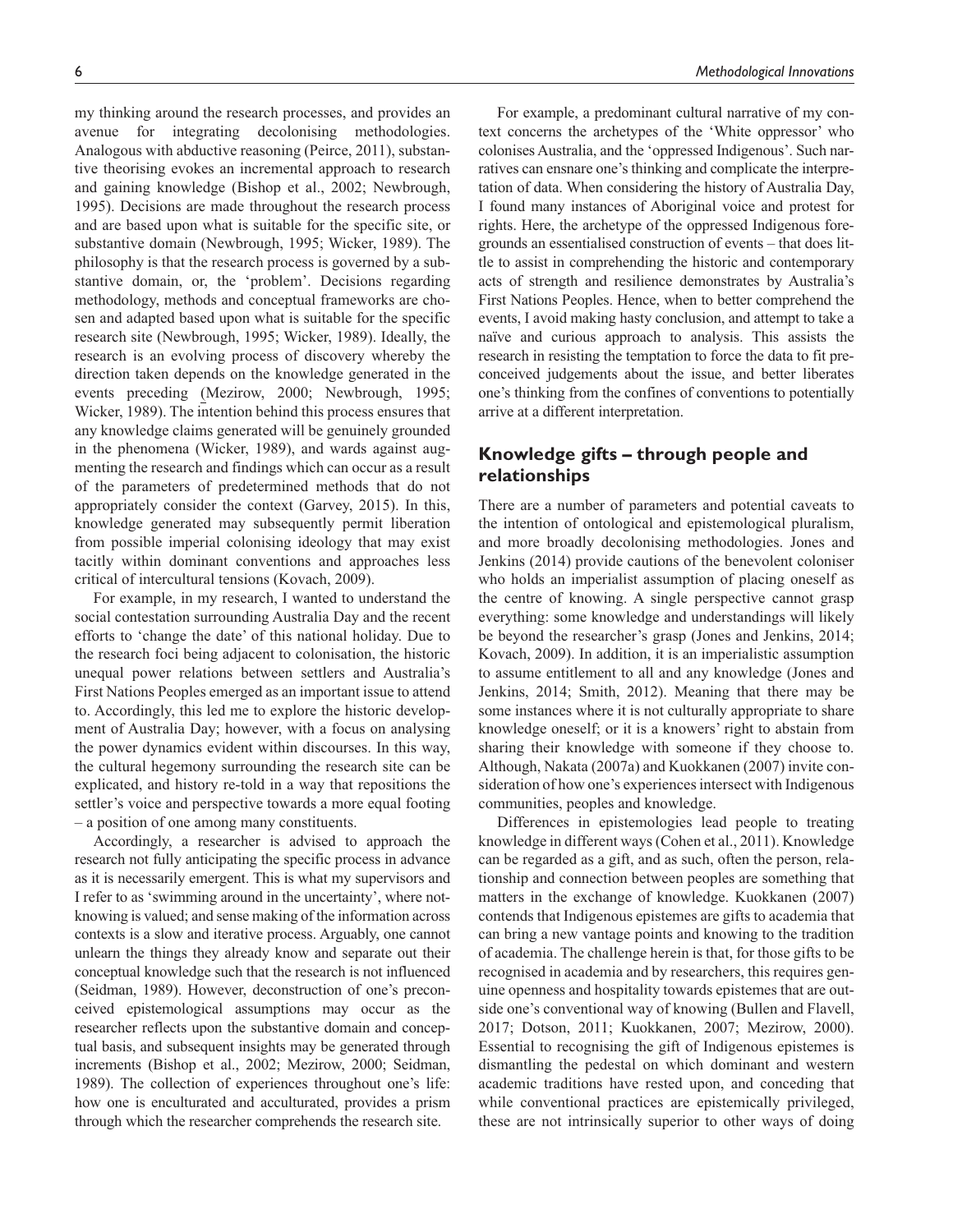my thinking around the research processes, and provides an avenue for integrating decolonising methodologies. Analogous with abductive reasoning (Peirce, 2011), substantive theorising evokes an incremental approach to research and gaining knowledge (Bishop et al., 2002; Newbrough, 1995). Decisions are made throughout the research process and are based upon what is suitable for the specific site, or substantive domain (Newbrough, 1995; Wicker, 1989). The philosophy is that the research process is governed by a substantive domain, or, the 'problem'. Decisions regarding methodology, methods and conceptual frameworks are chosen and adapted based upon what is suitable for the specific research site (Newbrough, 1995; Wicker, 1989). Ideally, the research is an evolving process of discovery whereby the direction taken depends on the knowledge generated in the events preceding (Mezirow, 2000; Newbrough, 1995; Wicker, 1989). The intention behind this process ensures that any knowledge claims generated will be genuinely grounded in the phenomena (Wicker, 1989), and wards against augmenting the research and findings which can occur as a result of the parameters of predetermined methods that do not appropriately consider the context (Garvey, 2015). In this, knowledge generated may subsequently permit liberation from possible imperial colonising ideology that may exist tacitly within dominant conventions and approaches less critical of intercultural tensions (Kovach, 2009).

For example, in my research, I wanted to understand the social contestation surrounding Australia Day and the recent efforts to 'change the date' of this national holiday. Due to the research foci being adjacent to colonisation, the historic unequal power relations between settlers and Australia's First Nations Peoples emerged as an important issue to attend to. Accordingly, this led me to explore the historic development of Australia Day; however, with a focus on analysing the power dynamics evident within discourses. In this way, the cultural hegemony surrounding the research site can be explicated, and history re-told in a way that repositions the settler's voice and perspective towards a more equal footing – a position of one among many constituents.

Accordingly, a researcher is advised to approach the research not fully anticipating the specific process in advance as it is necessarily emergent. This is what my supervisors and I refer to as 'swimming around in the uncertainty', where not-knowing is valued; and sense making of the information across contexts is a slow and iterative process. Arguably, one cannot unlearn the things they already know and separate out their conceptual knowledge such that the research is not influenced (Seidman, 1989). However, deconstruction of one's preconceived epistemological assumptions may occur as the researcher reflects upon the substantive domain and conceptual basis, and subsequent insights may be generated through increments (Bishop et al., 2002; Mezirow, 2000; Seidman, 1989). The collection of experiences throughout one's life: how one is enculturated and acculturated, provides a prism through which the researcher comprehends the research site.

For example, a predominant cultural narrative of my context concerns the archetypes of the 'White oppressor' who colonises Australia, and the 'oppressed Indigenous'. Such narratives can ensnare one's thinking and complicate the interpretation of data. When considering the history of Australia Day, I found many instances of Aboriginal voice and protest for rights. Here, the archetype of the oppressed Indigenous foregrounds an essentialised construction of events – that does little to assist in comprehending the historic and contemporary acts of strength and resilience demonstrates by Australia's First Nations Peoples. Hence, when to better comprehend the events, I avoid making hasty conclusion, and attempt to take a naïve and curious approach to analysis. This assists the research in resisting the temptation to force the data to fit preconceived judgements about the issue, and better liberates one's thinking from the confines of conventions to potentially arrive at a different interpretation.

## Knowledge gifts – through people and relationships

There are a number of parameters and potential caveats to the intention of ontological and epistemological pluralism, and more broadly decolonising methodologies. Jones and Jenkins (2014) provide cautions of the benevolent coloniser who holds an imperialist assumption of placing oneself as the centre of knowing. A single perspective cannot grasp everything: some knowledge and understandings will likely be beyond the researcher's grasp (Jones and Jenkins, 2014; Kovach, 2009). In addition, it is an imperialistic assumption to assume entitlement to all and any knowledge (Jones and Jenkins, 2014; Smith, 2012). Meaning that there may be some instances where it is not culturally appropriate to share knowledge oneself; or it is a knowers' right to abstain from sharing their knowledge with someone if they choose to. Although, Nakata (2007a) and Kuokkanen (2007) invite consideration of how one's experiences intersect with Indigenous communities, peoples and knowledge.

Differences in epistemologies lead people to treating knowledge in different ways (Cohen et al., 2011). Knowledge can be regarded as a gift, and as such, often the person, relationship and connection between peoples are something that matters in the exchange of knowledge. Kuokkanen (2007) contends that Indigenous epistemes are gifts to academia that can bring a new vantage points and knowing to the tradition of academia. The challenge herein is that, for those gifts to be recognised in academia and by researchers, this requires genuine openness and hospitality towards epistemes that are outside one's conventional way of knowing (Bullen and Flavell, 2017; Dotson, 2011; Kuokkanen, 2007; Mezirow, 2000). Essential to recognising the gift of Indigenous epistemes is dismantling the pedestal on which dominant and western academic traditions have rested upon, and conceding that while conventional practices are epistemically privileged, these are not intrinsically superior to other ways of doing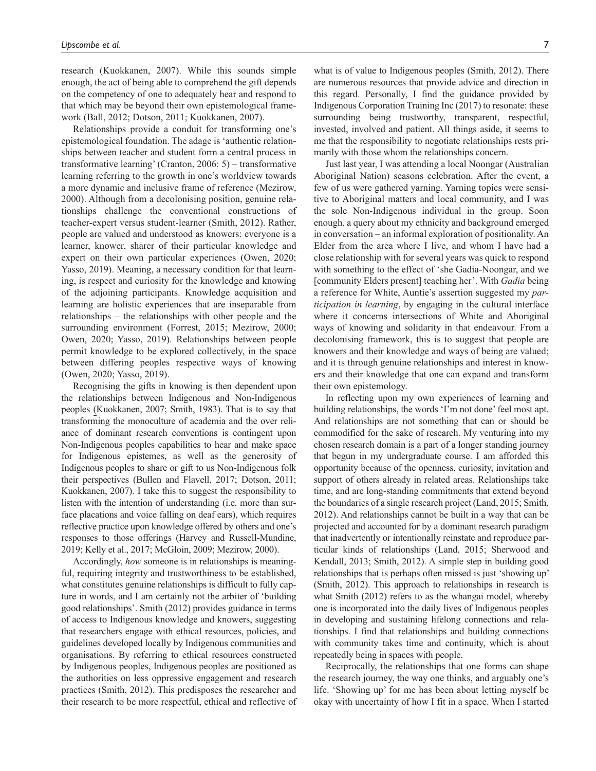research (Kuokkanen, 2007). While this sounds simple enough, the act of being able to comprehend the gift depends on the competency of one to adequately hear and respond to that which may be beyond their own epistemological framework (Ball, 2012; Dotson, 2011; Kuokkanen, 2007).

Relationships provide a conduit for transforming one's epistemological foundation. The adage is 'authentic relationships between teacher and student form a central process in transformative learning' (Cranton, 2006: 5) – transformative learning referring to the growth in one's worldview towards a more dynamic and inclusive frame of reference (Mezirow, 2000). Although from a decolonising position, genuine relationships challenge the conventional constructions of teacher-expert versus student-learner (Smith, 2012). Rather, people are valued and understood as knowers: everyone is a learner, knower, sharer of their particular knowledge and expert on their own particular experiences (Owen, 2020; Yasso, 2019). Meaning, a necessary condition for that learning, is respect and curiosity for the knowledge and knowing of the adjoining participants. Knowledge acquisition and learning are holistic experiences that are inseparable from relationships – the relationships with other people and the surrounding environment (Forrest, 2015; Mezirow, 2000; Owen, 2020; Yasso, 2019). Relationships between people permit knowledge to be explored collectively, in the space between differing peoples respective ways of knowing (Owen, 2020; Yasso, 2019).

Recognising the gifts in knowing is then dependent upon the relationships between Indigenous and Non-Indigenous peoples (Kuokkanen, 2007; Smith, 1983). That is to say that transforming the monoculture of academia and the over reliance of dominant research conventions is contingent upon Non-Indigenous peoples capabilities to hear and make space for Indigenous epistemes, as well as the generosity of Indigenous peoples to share or gift to us Non-Indigenous folk their perspectives (Bullen and Flavell, 2017; Dotson, 2011; Kuokkanen, 2007). I take this to suggest the responsibility to listen with the intention of understanding (i.e. more than surface placations and voice falling on deaf ears), which requires reflective practice upon knowledge offered by others and one's responses to those offerings (Harvey and Russell-Mundine, 2019; Kelly et al., 2017; McGloin, 2009; Mezirow, 2000).

Accordingly, *how* someone is in relationships is meaningful, requiring integrity and trustworthiness to be established, what constitutes genuine relationships is difficult to fully capture in words, and I am certainly not the arbiter of 'building good relationships'. Smith (2012) provides guidance in terms of access to Indigenous knowledge and knowers, suggesting that researchers engage with ethical resources, policies, and guidelines developed locally by Indigenous communities and organisations. By referring to ethical resources constructed by Indigenous peoples, Indigenous peoples are positioned as the authorities on less oppressive engagement and research practices (Smith, 2012). This predisposes the researcher and their research to be more respectful, ethical and reflective of what is of value to Indigenous peoples (Smith, 2012). There are numerous resources that provide advice and direction in this regard. Personally, I find the guidance provided by Indigenous Corporation Training Inc (2017) to resonate: these surrounding being trustworthy, transparent, respectful, invested, involved and patient. All things aside, it seems to me that the responsibility to negotiate relationships rests primarily with those whom the relationships concern.

Just last year, I was attending a local Noongar (Australian Aboriginal Nation) seasons celebration. After the event, a few of us were gathered yarning. Yarning topics were sensitive to Aboriginal matters and local community, and I was the sole Non-Indigenous individual in the group. Soon enough, a query about my ethnicity and background emerged in conversation – an informal exploration of positionality. An Elder from the area where I live, and whom I have had a close relationship with for several years was quick to respond with something to the effect of 'she Gadia-Noongar, and we [community Elders present] teaching her'. With *Gadia* being a reference for White, Auntie's assertion suggested my *participation in learning*, by engaging in the cultural interface where it concerns intersections of White and Aboriginal ways of knowing and solidarity in that endeavour. From a decolonising framework, this is to suggest that people are knowers and their knowledge and ways of being are valued; and it is through genuine relationships and interest in knowers and their knowledge that one can expand and transform their own epistemology.

In reflecting upon my own experiences of learning and building relationships, the words 'I'm not done' feel most apt. And relationships are not something that can or should be commodified for the sake of research. My venturing into my chosen research domain is a part of a longer standing journey that begun in my undergraduate course. I am afforded this opportunity because of the openness, curiosity, invitation and support of others already in related areas. Relationships take time, and are long-standing commitments that extend beyond the boundaries of a single research project (Land, 2015; Smith, 2012). And relationships cannot be built in a way that can be projected and accounted for by a dominant research paradigm that inadvertently or intentionally reinstate and reproduce particular kinds of relationships (Land, 2015; Sherwood and Kendall, 2013; Smith, 2012). A simple step in building good relationships that is perhaps often missed is just 'showing up' (Smith, 2012). This approach to relationships in research is what Smith (2012) refers to as the whangai model, whereby one is incorporated into the daily lives of Indigenous peoples in developing and sustaining lifelong connections and relationships. I find that relationships and building connections with community takes time and continuity, which is about repeatedly being in spaces with people.

Reciprocally, the relationships that one forms can shape the research journey, the way one thinks, and arguably one's life. 'Showing up' for me has been about letting myself be okay with uncertainty of how I fit in a space. When I started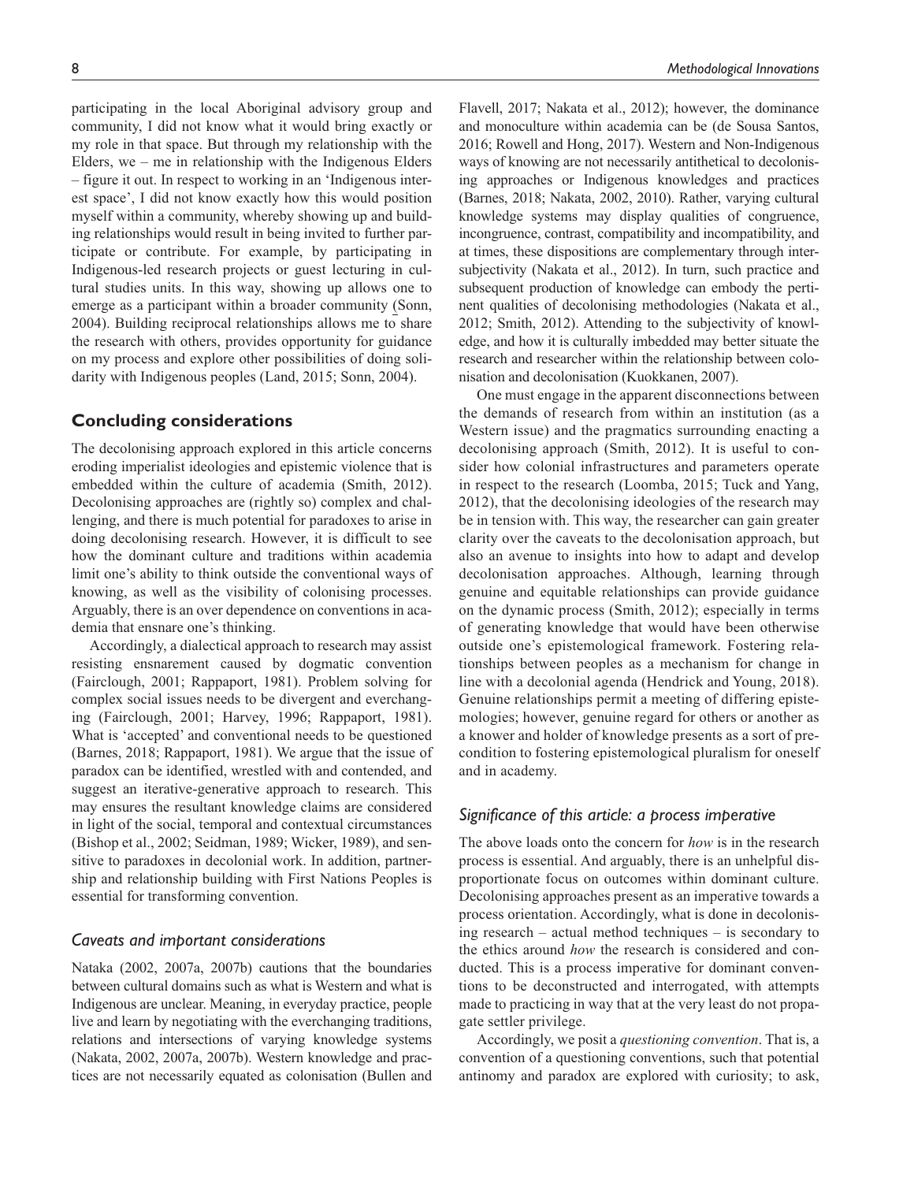participating in the local Aboriginal advisory group and community, I did not know what it would bring exactly or my role in that space. But through my relationship with the Elders, we – me in relationship with the Indigenous Elders – figure it out. In respect to working in an 'Indigenous interest space', I did not know exactly how this would position myself within a community, whereby showing up and building relationships would result in being invited to further participate or contribute. For example, by participating in Indigenous-led research projects or guest lecturing in cultural studies units. In this way, showing up allows one to emerge as a participant within a broader community (Sonn, 2004). Building reciprocal relationships allows me to share the research with others, provides opportunity for guidance on my process and explore other possibilities of doing solidarity with Indigenous peoples (Land, 2015; Sonn, 2004).

## Concluding considerations

The decolonising approach explored in this article concerns eroding imperialist ideologies and epistemic violence that is embedded within the culture of academia (Smith, 2012). Decolonising approaches are (rightly so) complex and challenging, and there is much potential for paradoxes to arise in doing decolonising research. However, it is difficult to see how the dominant culture and traditions within academia limit one's ability to think outside the conventional ways of knowing, as well as the visibility of colonising processes. Arguably, there is an over dependence on conventions in academia that ensnare one's thinking.

Accordingly, a dialectical approach to research may assist resisting ensnarement caused by dogmatic convention (Fairclough, 2001; Rappaport, 1981). Problem solving for complex social issues needs to be divergent and everchanging (Fairclough, 2001; Harvey, 1996; Rappaport, 1981). What is 'accepted' and conventional needs to be questioned (Barnes, 2018; Rappaport, 1981). We argue that the issue of paradox can be identified, wrestled with and contended, and suggest an iterative-generative approach to research. This may ensures the resultant knowledge claims are considered in light of the social, temporal and contextual circumstances (Bishop et al., 2002; Seidman, 1989; Wicker, 1989), and sensitive to paradoxes in decolonial work. In addition, partnership and relationship building with First Nations Peoples is essential for transforming convention.

### *Caveats and important considerations*

Nataka (2002, 2007a, 2007b) cautions that the boundaries between cultural domains such as what is Western and what is Indigenous are unclear. Meaning, in everyday practice, people live and learn by negotiating with the everchanging traditions, relations and intersections of varying knowledge systems (Nakata, 2002, 2007a, 2007b). Western knowledge and practices are not necessarily equated as colonisation (Bullen and Flavell, 2017; Nakata et al., 2012); however, the dominance and monoculture within academia can be (de Sousa Santos, 2016; Rowell and Hong, 2017). Western and Non-Indigenous ways of knowing are not necessarily antithetical to decolonising approaches or Indigenous knowledges and practices (Barnes, 2018; Nakata, 2002, 2010). Rather, varying cultural knowledge systems may display qualities of congruence, incongruence, contrast, compatibility and incompatibility, and at times, these dispositions are complementary through intersubjectivity (Nakata et al., 2012). In turn, such practice and subsequent production of knowledge can embody the pertinent qualities of decolonising methodologies (Nakata et al., 2012; Smith, 2012). Attending to the subjectivity of knowledge, and how it is culturally imbedded may better situate the research and researcher within the relationship between colonisation and decolonisation (Kuokkanen, 2007).

One must engage in the apparent disconnections between the demands of research from within an institution (as a Western issue) and the pragmatics surrounding enacting a decolonising approach (Smith, 2012). It is useful to consider how colonial infrastructures and parameters operate in respect to the research (Loomba, 2015; Tuck and Yang, 2012), that the decolonising ideologies of the research may be in tension with. This way, the researcher can gain greater clarity over the caveats to the decolonisation approach, but also an avenue to insights into how to adapt and develop decolonisation approaches. Although, learning through genuine and equitable relationships can provide guidance on the dynamic process (Smith, 2012); especially in terms of generating knowledge that would have been otherwise outside one's epistemological framework. Fostering relationships between peoples as a mechanism for change in line with a decolonial agenda (Hendrick and Young, 2018). Genuine relationships permit a meeting of differing epistemologies; however, genuine regard for others or another as a knower and holder of knowledge presents as a sort of precondition to fostering epistemological pluralism for oneself and in academy.

### *Significance of this article: a process imperative*

The above loads onto the concern for *how* is in the research process is essential. And arguably, there is an unhelpful disproportionate focus on outcomes within dominant culture. Decolonising approaches present as an imperative towards a process orientation. Accordingly, what is done in decolonising research – actual method techniques – is secondary to the ethics around *how* the research is considered and conducted. This is a process imperative for dominant conventions to be deconstructed and interrogated, with attempts made to practicing in way that at the very least do not propagate settler privilege.

Accordingly, we posit a *questioning convention*. That is, a convention of a questioning conventions, such that potential antinomy and paradox are explored with curiosity; to ask,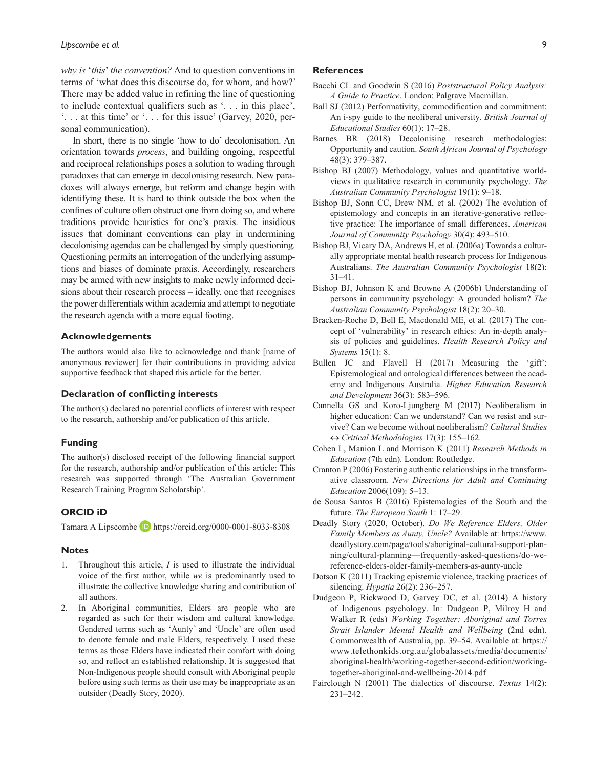*why is* '*this*' *the convention?* And to question conventions in terms of 'what does this discourse do, for whom, and how?' There may be added value in refining the line of questioning to include contextual qualifiers such as '. . . in this place', '. . . at this time' or '. . . for this issue' (Garvey, 2020, personal communication).

In short, there is no single 'how to do' decolonisation. An orientation towards *process*, and building ongoing, respectful and reciprocal relationships poses a solution to wading through paradoxes that can emerge in decolonising research. New paradoxes will always emerge, but reform and change begin with identifying these. It is hard to think outside the box when the confines of culture often obstruct one from doing so, and where traditions provide heuristics for one's praxis. The insidious issues that dominant conventions can play in undermining decolonising agendas can be challenged by simply questioning. Questioning permits an interrogation of the underlying assumptions and biases of dominate praxis. Accordingly, researchers may be armed with new insights to make newly informed decisions about their research process – ideally, one that recognises the power differentials within academia and attempt to negotiate the research agenda with a more equal footing.

## Acknowledgements

The authors would also like to acknowledge and thank [name of anonymous reviewer] for their contributions in providing advice supportive feedback that shaped this article for the better.

## Declaration of conflicting interests

The author(s) declared no potential conflicts of interest with respect to the research, authorship and/or publication of this article.

## Funding

The author(s) disclosed receipt of the following financial support for the research, authorship and/or publication of this article: This research was supported through 'The Australian Government Research Training Program Scholarship'.

## ORCID iD

Tamara A Lipscombe https://orcid.org/0000-0001-8033-8308

## Notes

1. Throughout this article, *I* is used to illustrate the individual voice of the first author, while *we* is predominantly used to illustrate the collective knowledge sharing and contribution of all authors.
2. In Aboriginal communities, Elders are people who are regarded as such for their wisdom and cultural knowledge. Gendered terms such as 'Aunty' and 'Uncle' are often used to denote female and male Elders, respectively. I used these terms as those Elders have indicated their comfort with doing so, and reflect an established relationship. It is suggested that Non-Indigenous people should consult with Aboriginal people before using such terms as their use may be inappropriate as an outsider (Deadly Story, 2020).

## References

Bacchi CL and Goodwin S (2016) *Poststructural Policy Analysis: A Guide to Practice*. London: Palgrave Macmillan.

Ball SJ (2012) Performativity, commodification and commitment: An i-spy guide to the neoliberal university. *British Journal of Educational Studies* 60(1): 17–28.

Barnes BR (2018) Decolonising research methodologies: Opportunity and caution. *South African Journal of Psychology* 48(3): 379–387.

Bishop BJ (2007) Methodology, values and quantitative world-views in qualitative research in community psychology. *The Australian Community Psychologist* 19(1): 9–18.

Bishop BJ, Sonn CC, Drew NM, et al. (2002) The evolution of epistemology and concepts in an iterative-generative reflective practice: The importance of small differences. *American Journal of Community Psychology* 30(4): 493–510.

Bishop BJ, Vicary DA, Andrews H, et al. (2006a) Towards a culturally appropriate mental health research process for Indigenous Australians. *The Australian Community Psychologist* 18(2): 31–41.

Bishop BJ, Johnson K and Browne A (2006b) Understanding of persons in community psychology: A grounded holism? *The Australian Community Psychologist* 18(2): 20–30.

Bracken-Roche D, Bell E, Macdonald ME, et al. (2017) The concept of 'vulnerability' in research ethics: An in-depth analysis of policies and guidelines. *Health Research Policy and Systems* 15(1): 8.

Bullen JC and Flavell H (2017) Measuring the 'gift': Epistemological and ontological differences between the academy and Indigenous Australia. *Higher Education Research and Development* 36(3): 583–596.

Cannella GS and Koro-Ljungberg M (2017) Neoliberalism in higher education: Can we understand? Can we resist and survive? Can we become without neoliberalism? *Cultural Studies ↔ Critical Methodologies* 17(3): 155–162.

Cohen L, Manion L and Morrison K (2011) *Research Methods in Education* (7th edn). London: Routledge.

Cranton P (2006) Fostering authentic relationships in the transformative classroom. *New Directions for Adult and Continuing Education* 2006(109): 5–13.

de Sousa Santos B (2016) Epistemologies of the South and the future. *The European South* 1: 17–29.

Deadly Story (2020, October). *Do We Reference Elders, Older Family Members as Aunty, Uncle?* Available at: https://www.deadlystory.com/page/tools/aboriginal-cultural-support-planning/cultural-planning—frequently-asked-questions/do-we-reference-elders-older-family-members-as-aunty-uncle

Dotson K (2011) Tracking epistemic violence, tracking practices of silencing. *Hypatia* 26(2): 236–257.

Dudgeon P, Rickwood D, Garvey DC, et al. (2014) A history of Indigenous psychology. In: Dudgeon P, Milroy H and Walker R (eds) *Working Together: Aboriginal and Torres Strait Islander Mental Health and Wellbeing* (2nd edn). Commonwealth of Australia, pp. 39–54. Available at: https://www.telethonkids.org.au/globalassets/media/documents/aboriginal-health/working-together-second-edition/working-together-aboriginal-and-wellbeing-2014.pdf

Fairclough N (2001) The dialectics of discourse. *Textus* 14(2): 231–242.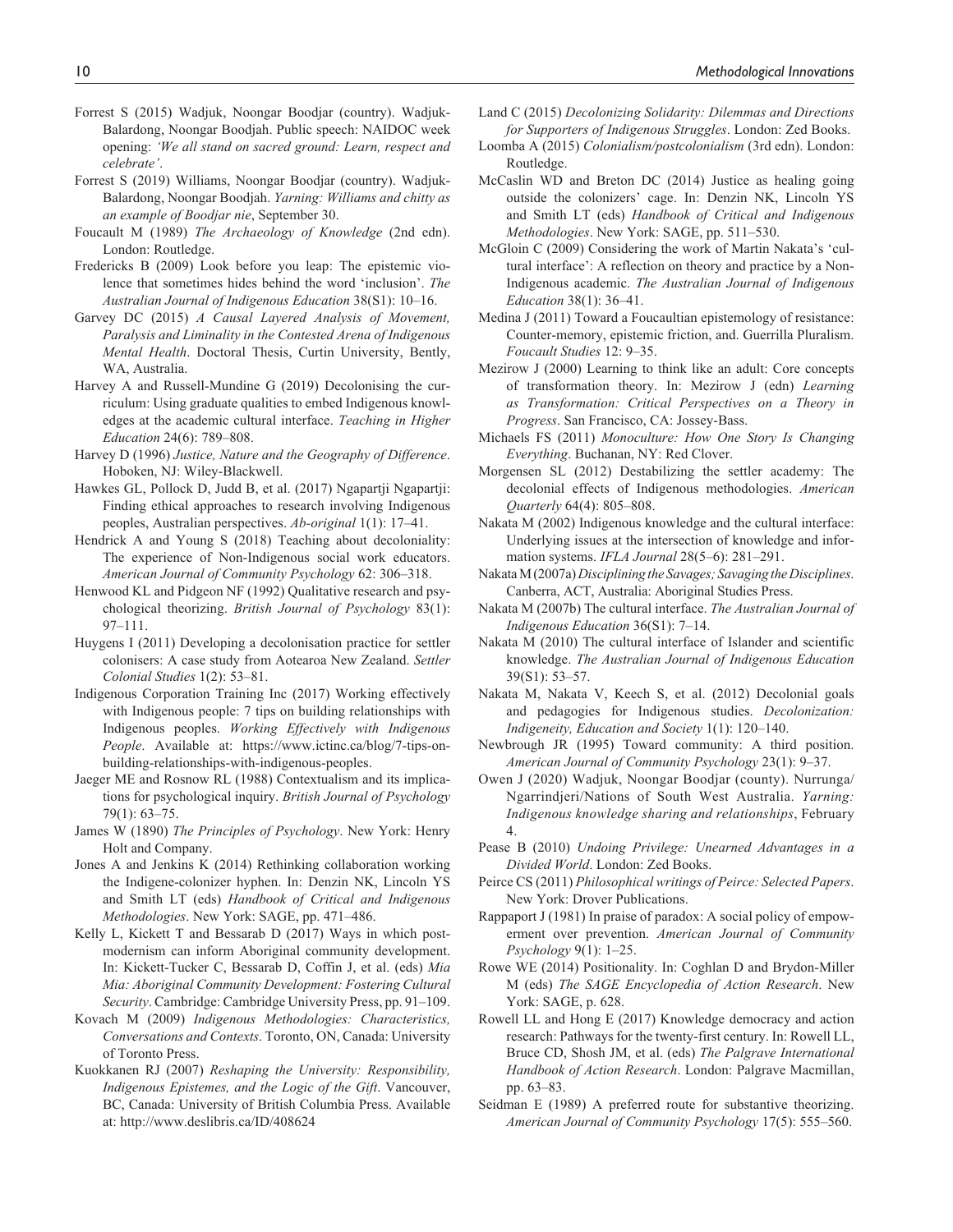Forrest S (2015) Wadjuk, Noongar Boodjar (country). Wadjuk-Balardong, Noongar Boodjah. Public speech: NAIDOC week opening: *'We all stand on sacred ground: Learn, respect and celebrate'*.

Forrest S (2019) Williams, Noongar Boodjar (country). Wadjuk-Balardong, Noongar Boodjah. *Yarning: Williams and chitty as an example of Boodjar nie*, September 30.

Foucault M (1989) *The Archaeology of Knowledge* (2nd edn). London: Routledge.

Fredericks B (2009) Look before you leap: The epistemic violence that sometimes hides behind the word 'inclusion'. *The Australian Journal of Indigenous Education* 38(S1): 10–16.

Garvey DC (2015) *A Causal Layered Analysis of Movement, Paralysis and Liminality in the Contested Arena of Indigenous Mental Health*. Doctoral Thesis, Curtin University, Bently, WA, Australia.

Harvey A and Russell-Mundine G (2019) Decolonising the curriculum: Using graduate qualities to embed Indigenous knowledges at the academic cultural interface. *Teaching in Higher Education* 24(6): 789–808.

Harvey D (1996) *Justice, Nature and the Geography of Difference*. Hoboken, NJ: Wiley-Blackwell.

Hawkes GL, Pollock D, Judd B, et al. (2017) Ngapartji Ngapartji: Finding ethical approaches to research involving Indigenous peoples, Australian perspectives. *Ab-original* 1(1): 17–41.

Hendrick A and Young S (2018) Teaching about decoloniality: The experience of Non-Indigenous social work educators. *American Journal of Community Psychology* 62: 306–318.

Henwood KL and Pidgeon NF (1992) Qualitative research and psychological theorizing. *British Journal of Psychology* 83(1): 97–111.

Huygens I (2011) Developing a decolonisation practice for settler colonisers: A case study from Aotearoa New Zealand. *Settler Colonial Studies* 1(2): 53–81.

Indigenous Corporation Training Inc (2017) Working effectively with Indigenous people: 7 tips on building relationships with Indigenous peoples. *Working Effectively with Indigenous People*. Available at: https://www.ictinc.ca/blog/7-tips-on-building-relationships-with-indigenous-peoples.

Jaeger ME and Rosnow RL (1988) Contextualism and its implications for psychological inquiry. *British Journal of Psychology* 79(1): 63–75.

James W (1890) *The Principles of Psychology*. New York: Henry Holt and Company.

Jones A and Jenkins K (2014) Rethinking collaboration working the Indigene-colonizer hyphen. In: Denzin NK, Lincoln YS and Smith LT (eds) *Handbook of Critical and Indigenous Methodologies*. New York: SAGE, pp. 471–486.

Kelly L, Kickett T and Bessarab D (2017) Ways in which postmodernism can inform Aboriginal community development. In: Kickett-Tucker C, Bessarab D, Coffin J, et al. (eds) *Mia Mia: Aboriginal Community Development: Fostering Cultural Security*. Cambridge: Cambridge University Press, pp. 91–109.

Kovach M (2009) *Indigenous Methodologies: Characteristics, Conversations and Contexts*. Toronto, ON, Canada: University of Toronto Press.

Kuokkanen RJ (2007) *Reshaping the University: Responsibility, Indigenous Epistemes, and the Logic of the Gift*. Vancouver, BC, Canada: University of British Columbia Press. Available at: http://www.deslibris.ca/ID/408624

Land C (2015) *Decolonizing Solidarity: Dilemmas and Directions for Supporters of Indigenous Struggles*. London: Zed Books.

Loomba A (2015) *Colonialism/postcolonialism* (3rd edn). London: Routledge.

McCaslin WD and Breton DC (2014) Justice as healing going outside the colonizers' cage. In: Denzin NK, Lincoln YS and Smith LT (eds) *Handbook of Critical and Indigenous Methodologies*. New York: SAGE, pp. 511–530.

McGloin C (2009) Considering the work of Martin Nakata's 'cultural interface': A reflection on theory and practice by a Non-Indigenous academic. *The Australian Journal of Indigenous Education* 38(1): 36–41.

Medina J (2011) Toward a Foucaultian epistemology of resistance: Counter-memory, epistemic friction, and. Guerrilla Pluralism. *Foucault Studies* 12: 9–35.

Mezirow J (2000) Learning to think like an adult: Core concepts of transformation theory. In: Mezirow J (edn) *Learning as Transformation: Critical Perspectives on a Theory in Progress*. San Francisco, CA: Jossey-Bass.

Michaels FS (2011) *Monoculture: How One Story Is Changing Everything*. Buchanan, NY: Red Clover.

Morgensen SL (2012) Destabilizing the settler academy: The decolonial effects of Indigenous methodologies. *American Quarterly* 64(4): 805–808.

Nakata M (2002) Indigenous knowledge and the cultural interface: Underlying issues at the intersection of knowledge and information systems. *IFLA Journal* 28(5–6): 281–291.

Nakata M (2007a) *Disciplining the Savages; Savaging the Disciplines*. Canberra, ACT, Australia: Aboriginal Studies Press.

Nakata M (2007b) The cultural interface. *The Australian Journal of Indigenous Education* 36(S1): 7–14.

Nakata M (2010) The cultural interface of Islander and scientific knowledge. *The Australian Journal of Indigenous Education* 39(S1): 53–57.

Nakata M, Nakata V, Keech S, et al. (2012) Decolonial goals and pedagogies for Indigenous studies. *Decolonization: Indigeneity, Education and Society* 1(1): 120–140.

Newbrough JR (1995) Toward community: A third position. *American Journal of Community Psychology* 23(1): 9–37.

Owen J (2020) Wadjuk, Noongar Boodjar (county). Nurrunga/Ngarrindjeri/Nations of South West Australia. *Yarning: Indigenous knowledge sharing and relationships*, February 4.

Pease B (2010) *Undoing Privilege: Unearned Advantages in a Divided World*. London: Zed Books.

Peirce CS (2011) *Philosophical writings of Peirce: Selected Papers*. New York: Drover Publications.

Rappaport J (1981) In praise of paradox: A social policy of empowerment over prevention. *American Journal of Community Psychology* 9(1): 1–25.

Rowe WE (2014) Positionality. In: Coghlan D and Brydon-Miller M (eds) *The SAGE Encyclopedia of Action Research*. New York: SAGE, p. 628.

Rowell LL and Hong E (2017) Knowledge democracy and action research: Pathways for the twenty-first century. In: Rowell LL, Bruce CD, Shosh JM, et al. (eds) *The Palgrave International Handbook of Action Research*. London: Palgrave Macmillan, pp. 63–83.

Seidman E (1989) A preferred route for substantive theorizing. *American Journal of Community Psychology* 17(5): 555–560.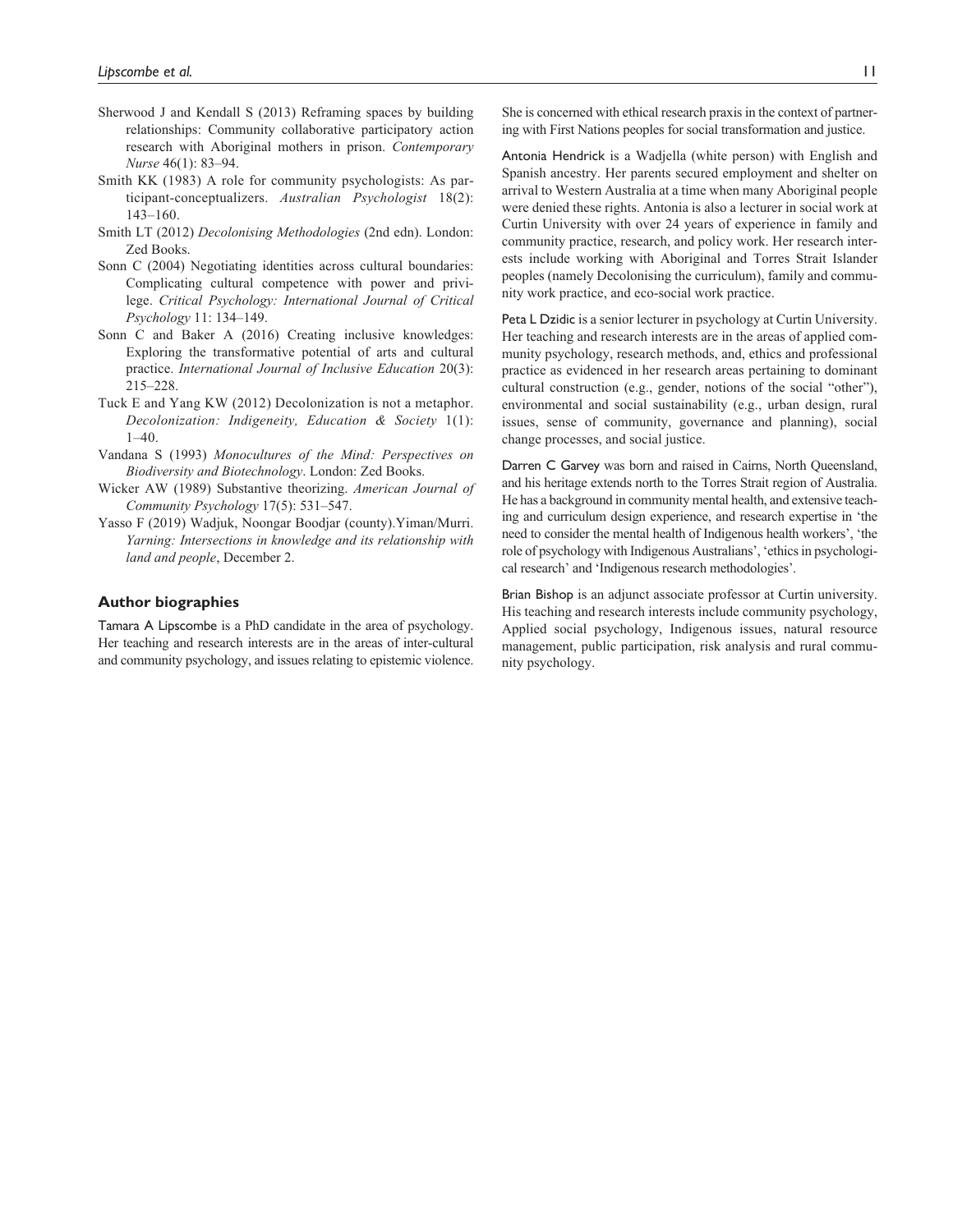Sherwood J and Kendall S (2013) Reframing spaces by building relationships: Community collaborative participatory action research with Aboriginal mothers in prison. *Contemporary Nurse* 46(1): 83–94.

Smith KK (1983) A role for community psychologists: As participant-conceptualizers. *Australian Psychologist* 18(2): 143–160.

Smith LT (2012) *Decolonising Methodologies* (2nd edn). London: Zed Books.

Sonn C (2004) Negotiating identities across cultural boundaries: Complicating cultural competence with power and privilege. *Critical Psychology: International Journal of Critical Psychology* 11: 134–149.

Sonn C and Baker A (2016) Creating inclusive knowledges: Exploring the transformative potential of arts and cultural practice. *International Journal of Inclusive Education* 20(3): 215–228.

Tuck E and Yang KW (2012) Decolonization is not a metaphor. *Decolonization: Indigeneity, Education & Society* 1(1): 1–40.

Vandana S (1993) *Monocultures of the Mind: Perspectives on Biodiversity and Biotechnology*. London: Zed Books.

Wicker AW (1989) Substantive theorizing. *American Journal of Community Psychology* 17(5): 531–547.

Yasso F (2019) Wadjuk, Noongar Boodjar (county).Yiman/Murri. *Yarning: Intersections in knowledge and its relationship with land and people*, December 2.

## Author biographies

Tamara A Lipscombe is a PhD candidate in the area of psychology. Her teaching and research interests are in the areas of inter-cultural and community psychology, and issues relating to epistemic violence. She is concerned with ethical research praxis in the context of partnering with First Nations peoples for social transformation and justice.

Antonia Hendrick is a Wadjella (white person) with English and Spanish ancestry. Her parents secured employment and shelter on arrival to Western Australia at a time when many Aboriginal people were denied these rights. Antonia is also a lecturer in social work at Curtin University with over 24 years of experience in family and community practice, research, and policy work. Her research interests include working with Aboriginal and Torres Strait Islander peoples (namely Decolonising the curriculum), family and community work practice, and eco-social work practice.

Peta L Dzidic is a senior lecturer in psychology at Curtin University. Her teaching and research interests are in the areas of applied community psychology, research methods, and, ethics and professional practice as evidenced in her research areas pertaining to dominant cultural construction (e.g., gender, notions of the social "other"), environmental and social sustainability (e.g., urban design, rural issues, sense of community, governance and planning), social change processes, and social justice.

Darren C Garvey was born and raised in Cairns, North Queensland, and his heritage extends north to the Torres Strait region of Australia. He has a background in community mental health, and extensive teaching and curriculum design experience, and research expertise in 'the need to consider the mental health of Indigenous health workers', 'the role of psychology with Indigenous Australians', 'ethics in psychological research' and 'Indigenous research methodologies'.

Brian Bishop is an adjunct associate professor at Curtin university. His teaching and research interests include community psychology, Applied social psychology, Indigenous issues, natural resource management, public participation, risk analysis and rural community psychology.